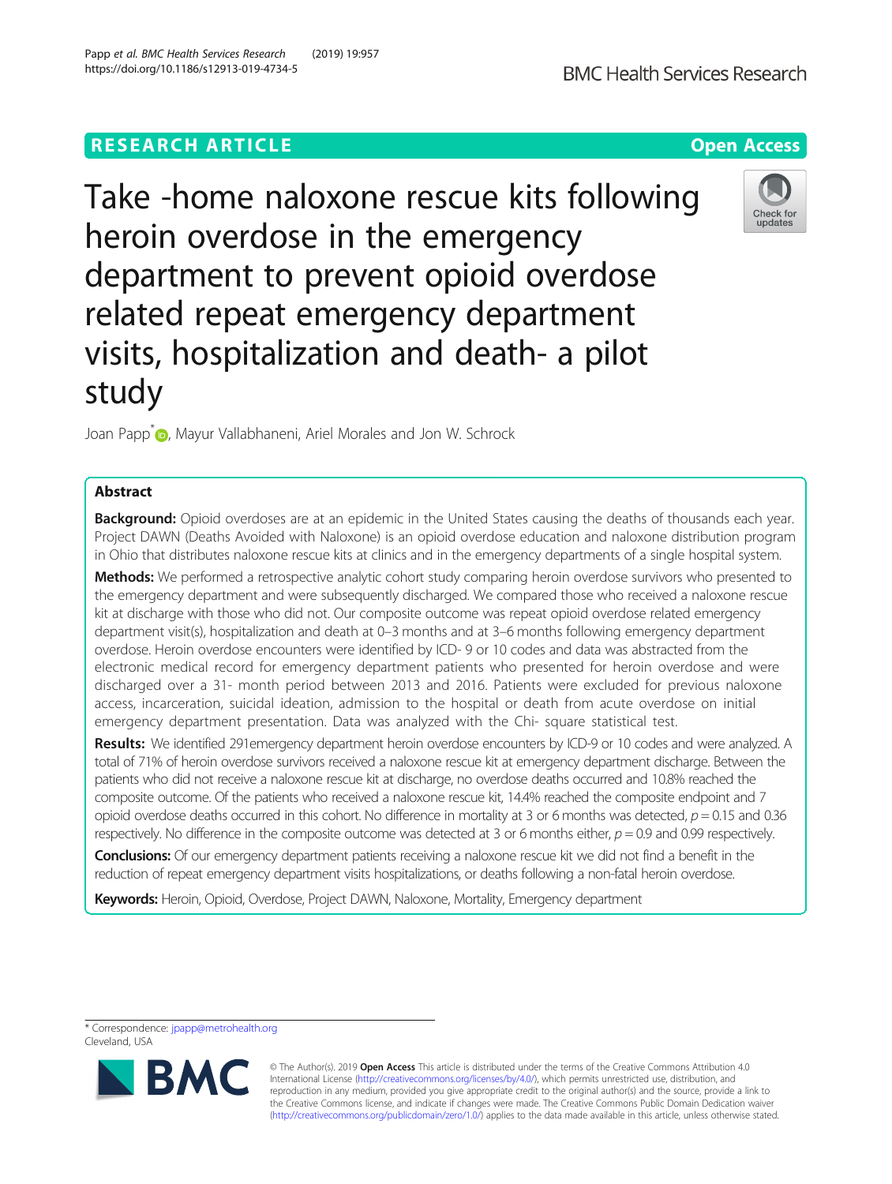RESEARCH ARTICLE

Open Access

# Take -home naloxone rescue kits following heroin overdose in the emergency department to prevent opioid overdose related repeat emergency department visits, hospitalization and death- a pilot study

Joan Papp*, Mayur Vallabhaneni, Ariel Morales and Jon W. Schrock

## Abstract

**Background:** Opioid overdoses are at an epidemic in the United States causing the deaths of thousands each year. Project DAWN (Deaths Avoided with Naloxone) is an opioid overdose education and naloxone distribution program in Ohio that distributes naloxone rescue kits at clinics and in the emergency departments of a single hospital system.

**Methods:** We performed a retrospective analytic cohort study comparing heroin overdose survivors who presented to the emergency department and were subsequently discharged. We compared those who received a naloxone rescue kit at discharge with those who did not. Our composite outcome was repeat opioid overdose related emergency department visit(s), hospitalization and death at 0–3 months and at 3–6 months following emergency department overdose. Heroin overdose encounters were identified by ICD- 9 or 10 codes and data was abstracted from the electronic medical record for emergency department patients who presented for heroin overdose and were discharged over a 31- month period between 2013 and 2016. Patients were excluded for previous naloxone access, incarceration, suicidal ideation, admission to the hospital or death from acute overdose on initial emergency department presentation. Data was analyzed with the Chi- square statistical test.

**Results:** We identified 291emergency department heroin overdose encounters by ICD-9 or 10 codes and were analyzed. A total of 71% of heroin overdose survivors received a naloxone rescue kit at emergency department discharge. Between the patients who did not receive a naloxone rescue kit at discharge, no overdose deaths occurred and 10.8% reached the composite outcome. Of the patients who received a naloxone rescue kit, 14.4% reached the composite endpoint and 7 opioid overdose deaths occurred in this cohort. No difference in mortality at 3 or 6 months was detected, $p = 0.15$ and 0.36 respectively. No difference in the composite outcome was detected at 3 or 6 months either, $p = 0.9$ and 0.99 respectively.

**Conclusions:** Of our emergency department patients receiving a naloxone rescue kit we did not find a benefit in the reduction of repeat emergency department visits hospitalizations, or deaths following a non-fatal heroin overdose.

**Keywords:** Heroin, Opioid, Overdose, Project DAWN, Naloxone, Mortality, Emergency department

* Correspondence: jpapp@metrohealth.org
Cleveland, USA

© The Author(s). 2019 **Open Access** This article is distributed under the terms of the Creative Commons Attribution 4.0 International License (http://creativecommons.org/licenses/by/4.0/), which permits unrestricted use, distribution, and reproduction in any medium, provided you give appropriate credit to the original author(s) and the source, provide a link to the Creative Commons license, and indicate if changes were made. The Creative Commons Public Domain Dedication waiver (http://creativecommons.org/publicdomain/zero/1.0/) applies to the data made available in this article, unless otherwise stated.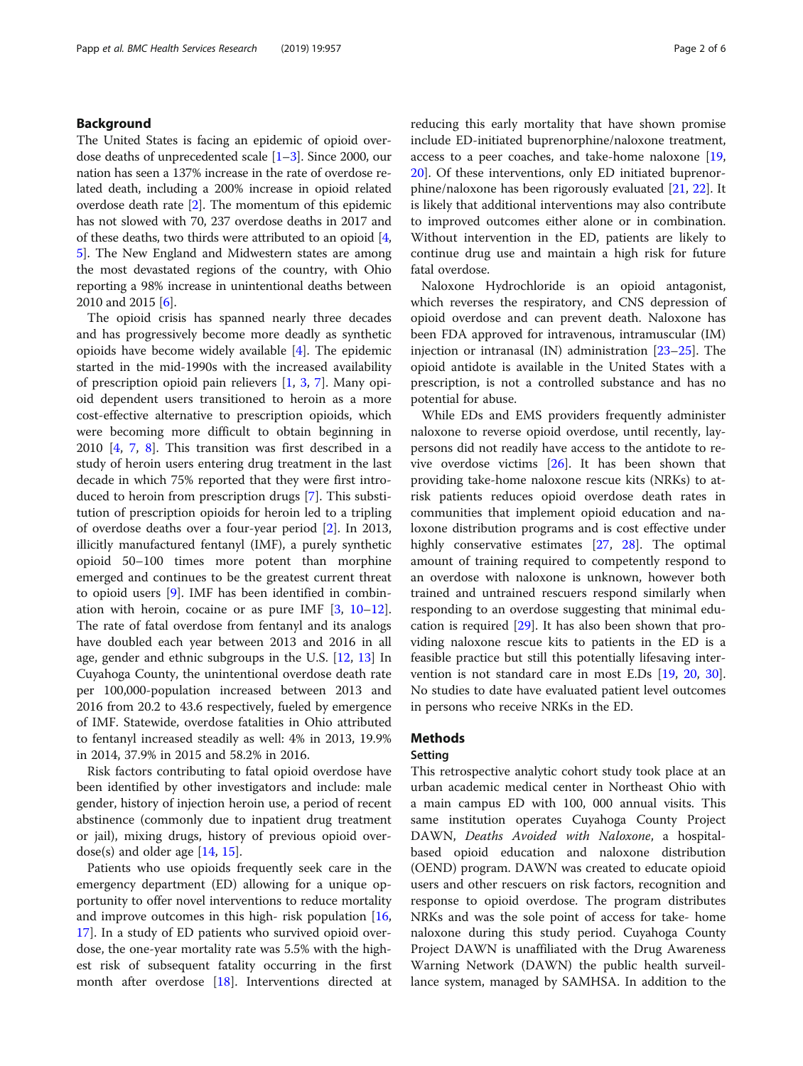## Background

The United States is facing an epidemic of opioid overdose deaths of unprecedented scale [1–3]. Since 2000, our nation has seen a 137% increase in the rate of overdose related death, including a 200% increase in opioid related overdose death rate [2]. The momentum of this epidemic has not slowed with 70, 237 overdose deaths in 2017 and of these deaths, two thirds were attributed to an opioid [4, 5]. The New England and Midwestern states are among the most devastated regions of the country, with Ohio reporting a 98% increase in unintentional deaths between 2010 and 2015 [6].

The opioid crisis has spanned nearly three decades and has progressively become more deadly as synthetic opioids have become widely available [4]. The epidemic started in the mid-1990s with the increased availability of prescription opioid pain relievers [1, 3, 7]. Many opioid dependent users transitioned to heroin as a more cost-effective alternative to prescription opioids, which were becoming more difficult to obtain beginning in 2010 [4, 7, 8]. This transition was first described in a study of heroin users entering drug treatment in the last decade in which 75% reported that they were first introduced to heroin from prescription drugs [7]. This substitution of prescription opioids for heroin led to a tripling of overdose deaths over a four-year period [2]. In 2013, illicitly manufactured fentanyl (IMF), a purely synthetic opioid 50–100 times more potent than morphine emerged and continues to be the greatest current threat to opioid users [9]. IMF has been identified in combination with heroin, cocaine or as pure IMF [3, 10–12]. The rate of fatal overdose from fentanyl and its analogs have doubled each year between 2013 and 2016 in all age, gender and ethnic subgroups in the U.S. [12, 13] In Cuyahoga County, the unintentional overdose death rate per 100,000-population increased between 2013 and 2016 from 20.2 to 43.6 respectively, fueled by emergence of IMF. Statewide, overdose fatalities in Ohio attributed to fentanyl increased steadily as well: 4% in 2013, 19.9% in 2014, 37.9% in 2015 and 58.2% in 2016.

Risk factors contributing to fatal opioid overdose have been identified by other investigators and include: male gender, history of injection heroin use, a period of recent abstinence (commonly due to inpatient drug treatment or jail), mixing drugs, history of previous opioid overdose(s) and older age [14, 15].

Patients who use opioids frequently seek care in the emergency department (ED) allowing for a unique opportunity to offer novel interventions to reduce mortality and improve outcomes in this high- risk population [16, 17]. In a study of ED patients who survived opioid overdose, the one-year mortality rate was 5.5% with the highest risk of subsequent fatality occurring in the first month after overdose [18]. Interventions directed at reducing this early mortality that have shown promise include ED-initiated buprenorphine/naloxone treatment, access to a peer coaches, and take-home naloxone [19, 20]. Of these interventions, only ED initiated buprenorphine/naloxone has been rigorously evaluated [21, 22]. It is likely that additional interventions may also contribute to improved outcomes either alone or in combination. Without intervention in the ED, patients are likely to continue drug use and maintain a high risk for future fatal overdose.

Naloxone Hydrochloride is an opioid antagonist, which reverses the respiratory, and CNS depression of opioid overdose and can prevent death. Naloxone has been FDA approved for intravenous, intramuscular (IM) injection or intranasal (IN) administration [23–25]. The opioid antidote is available in the United States with a prescription, is not a controlled substance and has no potential for abuse.

While EDs and EMS providers frequently administer naloxone to reverse opioid overdose, until recently, laypersons did not readily have access to the antidote to revive overdose victims [26]. It has been shown that providing take-home naloxone rescue kits (NRKs) to at-risk patients reduces opioid overdose death rates in communities that implement opioid education and naloxone distribution programs and is cost effective under highly conservative estimates [27, 28]. The optimal amount of training required to competently respond to an overdose with naloxone is unknown, however both trained and untrained rescuers respond similarly when responding to an overdose suggesting that minimal education is required [29]. It has also been shown that providing naloxone rescue kits to patients in the ED is a feasible practice but still this potentially lifesaving intervention is not standard care in most E.Ds [19, 20, 30]. No studies to date have evaluated patient level outcomes in persons who receive NRKs in the ED.

## Methods

### Setting

This retrospective analytic cohort study took place at an urban academic medical center in Northeast Ohio with a main campus ED with 100, 000 annual visits. This same institution operates Cuyahoga County Project DAWN, *Deaths Avoided with Naloxone*, a hospital-based opioid education and naloxone distribution (OEND) program. DAWN was created to educate opioid users and other rescuers on risk factors, recognition and response to opioid overdose. The program distributes NRKs and was the sole point of access for take- home naloxone during this study period. Cuyahoga County Project DAWN is unaffiliated with the Drug Awareness Warning Network (DAWN) the public health surveillance system, managed by SAMHSA. In addition to the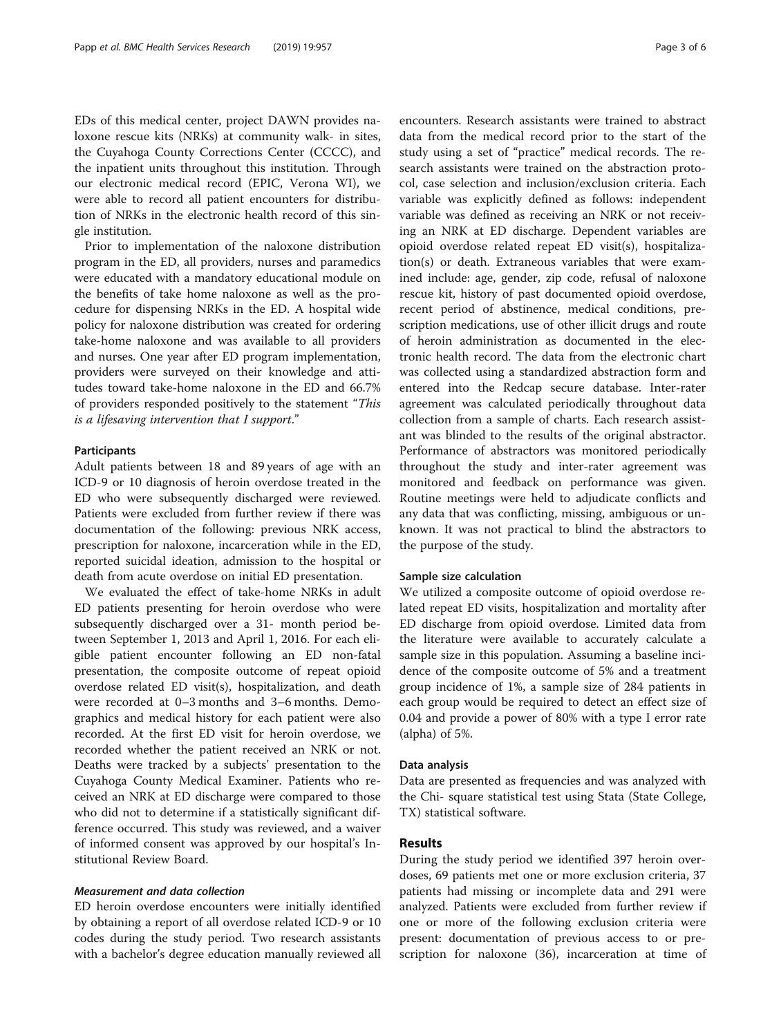EDs of this medical center, project DAWN provides naloxone rescue kits (NRKs) at community walk- in sites, the Cuyahoga County Corrections Center (CCCC), and the inpatient units throughout this institution. Through our electronic medical record (EPIC, Verona WI), we were able to record all patient encounters for distribution of NRKs in the electronic health record of this single institution.

Prior to implementation of the naloxone distribution program in the ED, all providers, nurses and paramedics were educated with a mandatory educational module on the benefits of take home naloxone as well as the procedure for dispensing NRKs in the ED. A hospital wide policy for naloxone distribution was created for ordering take-home naloxone and was available to all providers and nurses. One year after ED program implementation, providers were surveyed on their knowledge and attitudes toward take-home naloxone in the ED and 66.7% of providers responded positively to the statement "*This is a lifesaving intervention that I support*."

### Participants

Adult patients between 18 and 89 years of age with an ICD-9 or 10 diagnosis of heroin overdose treated in the ED who were subsequently discharged were reviewed. Patients were excluded from further review if there was documentation of the following: previous NRK access, prescription for naloxone, incarceration while in the ED, reported suicidal ideation, admission to the hospital or death from acute overdose on initial ED presentation.

We evaluated the effect of take-home NRKs in adult ED patients presenting for heroin overdose who were subsequently discharged over a 31- month period between September 1, 2013 and April 1, 2016. For each eligible patient encounter following an ED non-fatal presentation, the composite outcome of repeat opioid overdose related ED visit(s), hospitalization, and death were recorded at 0–3 months and 3–6 months. Demographics and medical history for each patient were also recorded. At the first ED visit for heroin overdose, we recorded whether the patient received an NRK or not. Deaths were tracked by a subjects' presentation to the Cuyahoga County Medical Examiner. Patients who received an NRK at ED discharge were compared to those who did not to determine if a statistically significant difference occurred. This study was reviewed, and a waiver of informed consent was approved by our hospital's Institutional Review Board.

#### *Measurement and data collection*

ED heroin overdose encounters were initially identified by obtaining a report of all overdose related ICD-9 or 10 codes during the study period. Two research assistants with a bachelor's degree education manually reviewed all encounters. Research assistants were trained to abstract data from the medical record prior to the start of the study using a set of "practice" medical records. The research assistants were trained on the abstraction protocol, case selection and inclusion/exclusion criteria. Each variable was explicitly defined as follows: independent variable was defined as receiving an NRK or not receiving an NRK at ED discharge. Dependent variables are opioid overdose related repeat ED visit(s), hospitalization(s) or death. Extraneous variables that were examined include: age, gender, zip code, refusal of naloxone rescue kit, history of past documented opioid overdose, recent period of abstinence, medical conditions, prescription medications, use of other illicit drugs and route of heroin administration as documented in the electronic health record. The data from the electronic chart was collected using a standardized abstraction form and entered into the Redcap secure database. Inter-rater agreement was calculated periodically throughout data collection from a sample of charts. Each research assistant was blinded to the results of the original abstractor. Performance of abstractors was monitored periodically throughout the study and inter-rater agreement was monitored and feedback on performance was given. Routine meetings were held to adjudicate conflicts and any data that was conflicting, missing, ambiguous or unknown. It was not practical to blind the abstractors to the purpose of the study.

### Sample size calculation

We utilized a composite outcome of opioid overdose related repeat ED visits, hospitalization and mortality after ED discharge from opioid overdose. Limited data from the literature were available to accurately calculate a sample size in this population. Assuming a baseline incidence of the composite outcome of 5% and a treatment group incidence of 1%, a sample size of 284 patients in each group would be required to detect an effect size of 0.04 and provide a power of 80% with a type I error rate (alpha) of 5%.

### Data analysis

Data are presented as frequencies and was analyzed with the Chi- square statistical test using Stata (State College, TX) statistical software.

## Results

During the study period we identified 397 heroin overdoses, 69 patients met one or more exclusion criteria, 37 patients had missing or incomplete data and 291 were analyzed. Patients were excluded from further review if one or more of the following exclusion criteria were present: documentation of previous access to or prescription for naloxone (36), incarceration at time of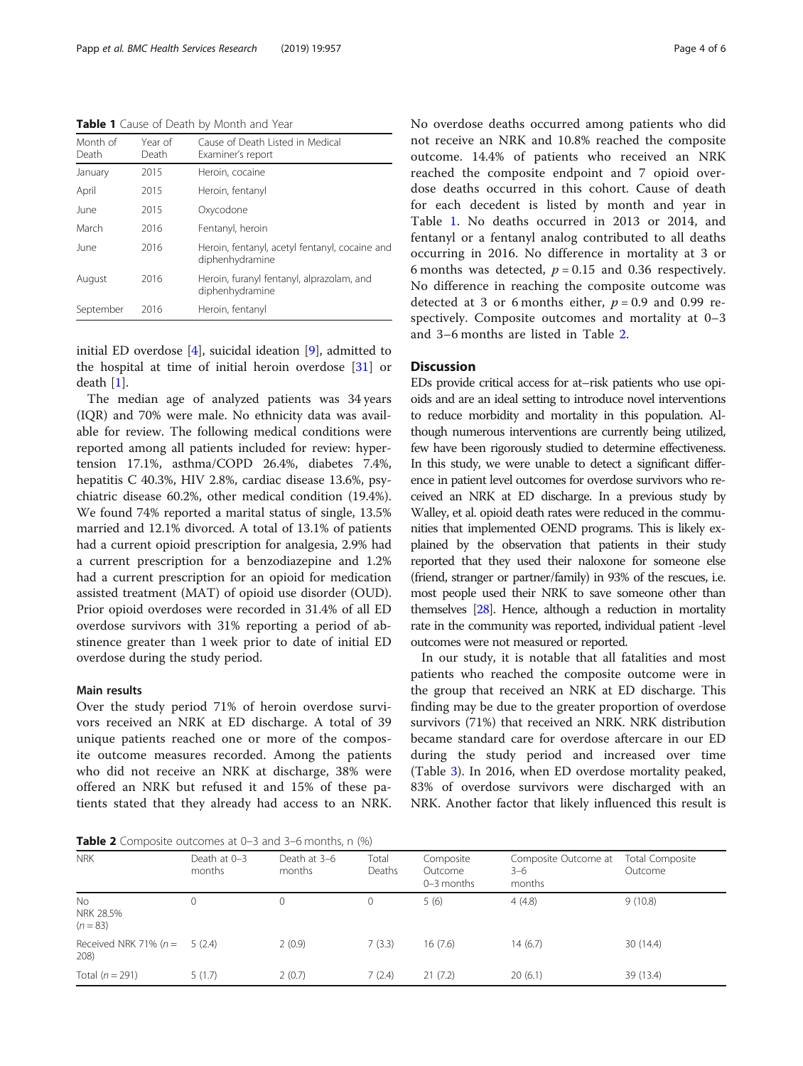**Table 1** Cause of Death by Month and Year

| Month of Death | Year of Death | Cause of Death Listed in Medical Examiner's report |
|---|---|---|
| January | 2015 | Heroin, cocaine |
| April | 2015 | Heroin, fentanyl |
| June | 2015 | Oxycodone |
| March | 2016 | Fentanyl, heroin |
| June | 2016 | Heroin, fentanyl, acetyl fentanyl, cocaine and diphenhydramine |
| August | 2016 | Heroin, furanyl fentanyl, alprazolam, and diphenhydramine |
| September | 2016 | Heroin, fentanyl |

initial ED overdose [4], suicidal ideation [9], admitted to the hospital at time of initial heroin overdose [31] or death [1].

The median age of analyzed patients was 34 years (IQR) and 70% were male. No ethnicity data was available for review. The following medical conditions were reported among all patients included for review: hypertension 17.1%, asthma/COPD 26.4%, diabetes 7.4%, hepatitis C 40.3%, HIV 2.8%, cardiac disease 13.6%, psychiatric disease 60.2%, other medical condition (19.4%). We found 74% reported a marital status of single, 13.5% married and 12.1% divorced. A total of 13.1% of patients had a current opioid prescription for analgesia, 2.9% had a current prescription for a benzodiazepine and 1.2% had a current prescription for an opioid for medication assisted treatment (MAT) of opioid use disorder (OUD). Prior opioid overdoses were recorded in 31.4% of all ED overdose survivors with 31% reporting a period of abstinence greater than 1 week prior to date of initial ED overdose during the study period.

### Main results

Over the study period 71% of heroin overdose survivors received an NRK at ED discharge. A total of 39 unique patients reached one or more of the composite outcome measures recorded. Among the patients who did not receive an NRK at discharge, 38% were offered an NRK but refused it and 15% of these patients stated that they already had access to an NRK. No overdose deaths occurred among patients who did not receive an NRK and 10.8% reached the composite outcome. 14.4% of patients who received an NRK reached the composite endpoint and 7 opioid overdose deaths occurred in this cohort. Cause of death for each decedent is listed by month and year in Table 1. No deaths occurred in 2013 or 2014, and fentanyl or a fentanyl analog contributed to all deaths occurring in 2016. No difference in mortality at 3 or 6 months was detected, $p = 0.15$ and 0.36 respectively. No difference in reaching the composite outcome was detected at 3 or 6 months either, $p = 0.9$ and 0.99 respectively. Composite outcomes and mortality at 0–3 and 3–6 months are listed in Table 2.

## Discussion

EDs provide critical access for at–risk patients who use opioids and are an ideal setting to introduce novel interventions to reduce morbidity and mortality in this population. Although numerous interventions are currently being utilized, few have been rigorously studied to determine effectiveness. In this study, we were unable to detect a significant difference in patient level outcomes for overdose survivors who received an NRK at ED discharge. In a previous study by Walley, et al. opioid death rates were reduced in the communities that implemented OEND programs. This is likely explained by the observation that patients in their study reported that they used their naloxone for someone else (friend, stranger or partner/family) in 93% of the rescues, i.e. most people used their NRK to save someone other than themselves [28]. Hence, although a reduction in mortality rate in the community was reported, individual patient -level outcomes were not measured or reported.

In our study, it is notable that all fatalities and most patients who reached the composite outcome were in the group that received an NRK at ED discharge. This finding may be due to the greater proportion of overdose survivors (71%) that received an NRK. NRK distribution became standard care for overdose aftercare in our ED during the study period and increased over time (Table 3). In 2016, when ED overdose mortality peaked, 83% of overdose survivors were discharged with an NRK. Another factor that likely influenced this result is

**Table 2** Composite outcomes at 0–3 and 3–6 months, n (%)

| NRK | Death at 0–3 months | Death at 3–6 months | Total Deaths | Composite Outcome 0–3 months | Composite Outcome at 3–6 months | Total Composite Outcome |
|---|---|---|---|---|---|---|
| No NRK 28.5% (n = 83) | 0 | 0 | 0 | 5 (6) | 4 (4.8) | 9 (10.8) |
| Received NRK 71% (n = 208) | 5 (2.4) | 2 (0.9) | 7 (3.3) | 16 (7.6) | 14 (6.7) | 30 (14.4) |
| Total (n = 291) | 5 (1.7) | 2 (0.7) | 7 (2.4) | 21 (7.2) | 20 (6.1) | 39 (13.4) |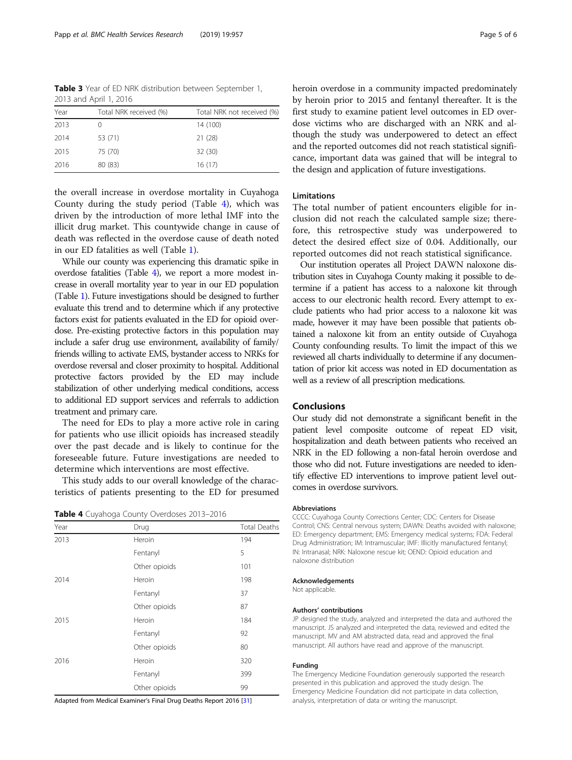**Table 3** Year of ED NRK distribution between September 1, 2013 and April 1, 2016

| Year | Total NRK received (%) | Total NRK not received (%) |
| --- | --- | --- |
| 2013 | 0 | 14 (100) |
| 2014 | 53 (71) | 21 (28) |
| 2015 | 75 (70) | 32 (30) |
| 2016 | 80 (83) | 16 (17) |

the overall increase in overdose mortality in Cuyahoga County during the study period (Table 4), which was driven by the introduction of more lethal IMF into the illicit drug market. This countywide change in cause of death was reflected in the overdose cause of death noted in our ED fatalities as well (Table 1).

While our county was experiencing this dramatic spike in overdose fatalities (Table 4), we report a more modest increase in overall mortality year to year in our ED population (Table 1). Future investigations should be designed to further evaluate this trend and to determine which if any protective factors exist for patients evaluated in the ED for opioid overdose. Pre-existing protective factors in this population may include a safer drug use environment, availability of family/friends willing to activate EMS, bystander access to NRKs for overdose reversal and closer proximity to hospital. Additional protective factors provided by the ED may include stabilization of other underlying medical conditions, access to additional ED support services and referrals to addiction treatment and primary care.

The need for EDs to play a more active role in caring for patients who use illicit opioids has increased steadily over the past decade and is likely to continue for the foreseeable future. Future investigations are needed to determine which interventions are most effective.

This study adds to our overall knowledge of the characteristics of patients presenting to the ED for presumed heroin overdose in a community impacted predominately by heroin prior to 2015 and fentanyl thereafter. It is the first study to examine patient level outcomes in ED overdose victims who are discharged with an NRK and although the study was underpowered to detect an effect and the reported outcomes did not reach statistical significance, important data was gained that will be integral to the design and application of future investigations.

**Table 4** Cuyahoga County Overdoses 2013–2016

| Year | Drug | Total Deaths |
| --- | --- | --- |
| 2013 | Heroin | 194 |
| | Fentanyl | 5 |
| | Other opioids | 101 |
| 2014 | Heroin | 198 |
| | Fentanyl | 37 |
| | Other opioids | 87 |
| 2015 | Heroin | 184 |
| | Fentanyl | 92 |
| | Other opioids | 80 |
| 2016 | Heroin | 320 |
| | Fentanyl | 399 |
| | Other opioids | 99 |

Adapted from Medical Examiner's Final Drug Deaths Report 2016 [31]

### Limitations

The total number of patient encounters eligible for inclusion did not reach the calculated sample size; therefore, this retrospective study was underpowered to detect the desired effect size of 0.04. Additionally, our reported outcomes did not reach statistical significance.

Our institution operates all Project DAWN naloxone distribution sites in Cuyahoga County making it possible to determine if a patient has access to a naloxone kit through access to our electronic health record. Every attempt to exclude patients who had prior access to a naloxone kit was made, however it may have been possible that patients obtained a naloxone kit from an entity outside of Cuyahoga County confounding results. To limit the impact of this we reviewed all charts individually to determine if any documentation of prior kit access was noted in ED documentation as well as a review of all prescription medications.

## Conclusions

Our study did not demonstrate a significant benefit in the patient level composite outcome of repeat ED visit, hospitalization and death between patients who received an NRK in the ED following a non-fatal heroin overdose and those who did not. Future investigations are needed to identify effective ED interventions to improve patient level outcomes in overdose survivors.

#### Abbreviations

CCCC: Cuyahoga County Corrections Center; CDC: Centers for Disease Control; CNS: Central nervous system; DAWN: Deaths avoided with naloxone; ED: Emergency department; EMS: Emergency medical systems; FDA: Federal Drug Administration; IM: Intramuscular; IMF: Illicitly manufactured fentanyl; IN: Intranasal; NRK: Naloxone rescue kit; OEND: Opioid education and naloxone distribution

#### Acknowledgements

Not applicable.

#### Authors' contributions

JP designed the study, analyzed and interpreted the data and authored the manuscript. JS analyzed and interpreted the data, reviewed and edited the manuscript. MV and AM abstracted data, read and approved the final manuscript. All authors have read and approve of the manuscript.

#### Funding

The Emergency Medicine Foundation generously supported the research presented in this publication and approved the study design. The Emergency Medicine Foundation did not participate in data collection, analysis, interpretation of data or writing the manuscript.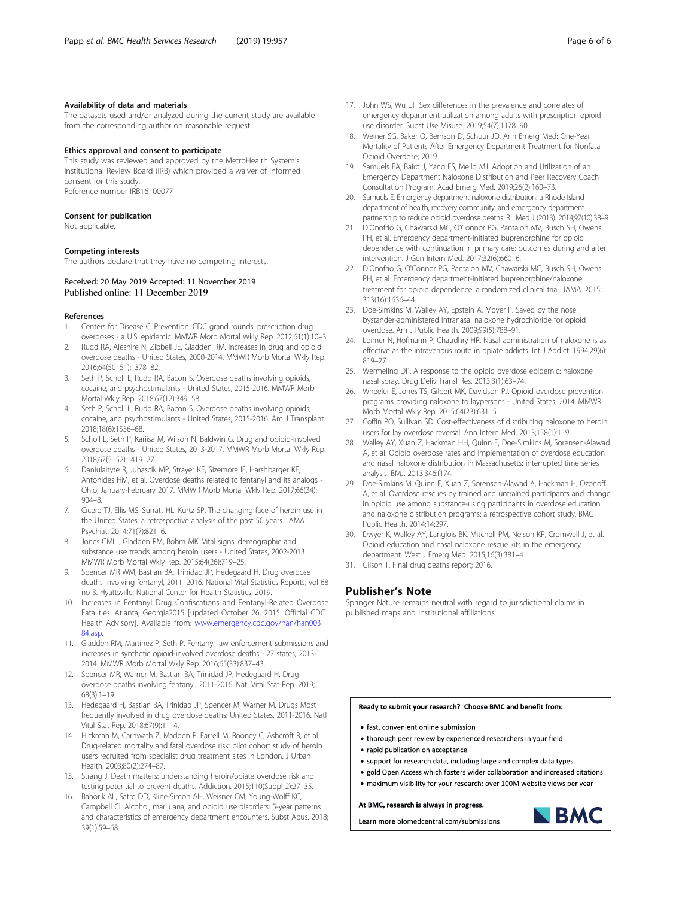#### Availability of data and materials

The datasets used and/or analyzed during the current study are available from the corresponding author on reasonable request.

#### Ethics approval and consent to participate

This study was reviewed and approved by the MetroHealth System's Institutional Review Board (IRB) which provided a waiver of informed consent for this study.
Reference number IRB16–00077

#### Consent for publication

Not applicable.

#### Competing interests

The authors declare that they have no competing interests.

Received: 20 May 2019 Accepted: 11 November 2019
Published online: 11 December 2019

#### References

1. Centers for Disease C, Prevention. CDC grand rounds: prescription drug overdoses - a U.S. epidemic. MMWR Morb Mortal Wkly Rep. 2012;61(1):10–3.
2. Rudd RA, Aleshire N, Zibbell JE, Gladden RM. Increases in drug and opioid overdose deaths - United States, 2000-2014. MMWR Morb Mortal Wkly Rep. 2016;64(50–51):1378–82.
3. Seth P, Scholl L, Rudd RA, Bacon S. Overdose deaths involving opioids, cocaine, and psychostimulants - United States, 2015-2016. MMWR Morb Mortal Wkly Rep. 2018;67(12):349–58.
4. Seth P, Scholl L, Rudd RA, Bacon S. Overdose deaths involving opioids, cocaine, and psychostimulants - United States, 2015-2016. Am J Transplant. 2018;18(6):1556–68.
5. Scholl L, Seth P, Kariisa M, Wilson N, Baldwin G. Drug and opioid-involved overdose deaths - United States, 2013-2017. MMWR Morb Mortal Wkly Rep. 2018;67(5152):1419–27.
6. Daniulaityte R, Juhascik MP, Strayer KE, Sizemore IE, Harshbarger KE, Antonides HM, et al. Overdose deaths related to fentanyl and its analogs - Ohio, January-February 2017. MMWR Morb Mortal Wkly Rep. 2017;66(34): 904–8.
7. Cicero TJ, Ellis MS, Surratt HL, Kurtz SP. The changing face of heroin use in the United States: a retrospective analysis of the past 50 years. JAMA Psychiat. 2014;71(7):821–6.
8. Jones CMLJ, Gladden RM, Bohm MK. Vital signs: demographic and substance use trends among heroin users - United States, 2002-2013. MMWR Morb Mortal Wkly Rep. 2015;64(26):719–25.
9. Spencer MR WM, Bastian BA, Trinidad JP, Hedegaard H. Drug overdose deaths involving fentanyl, 2011–2016. National Vital Statistics Reports; vol 68 no 3. Hyattsville: National Center for Health Statistics. 2019.
10. Increases in Fentanyl Drug Confiscations and Fentanyl-Related Overdose Fatalities. Atlanta, Georgia2015 [updated October 26, 2015. Official CDC Health Advisory]. Available from: www.emergency.cdc.gov/han/han00384.asp.
11. Gladden RM, Martinez P, Seth P. Fentanyl law enforcement submissions and increases in synthetic opioid-involved overdose deaths - 27 states, 2013-2014. MMWR Morb Mortal Wkly Rep. 2016;65(33):837–43.
12. Spencer MR, Warner M, Bastian BA, Trinidad JP, Hedegaard H. Drug overdose deaths involving fentanyl, 2011-2016. Natl Vital Stat Rep. 2019; 68(3):1–19.
13. Hedegaard H, Bastian BA, Trinidad JP, Spencer M, Warner M. Drugs Most frequently involved in drug overdose deaths: United States, 2011-2016. Natl Vital Stat Rep. 2018;67(9):1–14.
14. Hickman M, Carnwath Z, Madden P, Farrell M, Rooney C, Ashcroft R, et al. Drug-related mortality and fatal overdose risk: pilot cohort study of heroin users recruited from specialist drug treatment sites in London. J Urban Health. 2003;80(2):274–87.
15. Strang J. Death matters: understanding heroin/opiate overdose risk and testing potential to prevent deaths. Addiction. 2015;110(Suppl 2):27–35.
16. Bahorik AL, Satre DD, Kline-Simon AH, Weisner CM, Young-Wolff KC, Campbell CI. Alcohol, marijuana, and opioid use disorders: 5-year patterns and characteristics of emergency department encounters. Subst Abus. 2018; 39(1):59–68.
17. John WS, Wu LT. Sex differences in the prevalence and correlates of emergency department utilization among adults with prescription opioid use disorder. Subst Use Misuse. 2019;54(7):1178–90.
18. Weiner SG, Baker O, Bernson D, Schuur JD. Ann Emerg Med: One-Year Mortality of Patients After Emergency Department Treatment for Nonfatal Opioid Overdose; 2019.
19. Samuels EA, Baird J, Yang ES, Mello MJ. Adoption and Utilization of an Emergency Department Naloxone Distribution and Peer Recovery Coach Consultation Program. Acad Emerg Med. 2019;26(2):160–73.
20. Samuels E. Emergency department naloxone distribution: a Rhode Island department of health, recovery community, and emergency department partnership to reduce opioid overdose deaths. R I Med J (2013). 2014;97(10):38–9.
21. D'Onofrio G, Chawarski MC, O'Connor PG, Pantalon MV, Busch SH, Owens PH, et al. Emergency department-initiated buprenorphine for opioid dependence with continuation in primary care: outcomes during and after intervention. J Gen Intern Med. 2017;32(6):660–6.
22. D'Onofrio G, O'Connor PG, Pantalon MV, Chawarski MC, Busch SH, Owens PH, et al. Emergency department-initiated buprenorphine/naloxone treatment for opioid dependence: a randomized clinical trial. JAMA. 2015; 313(16):1636–44.
23. Doe-Simkins M, Walley AY, Epstein A, Moyer P. Saved by the nose: bystander-administered intranasal naloxone hydrochloride for opioid overdose. Am J Public Health. 2009;99(5):788–91.
24. Loimer N, Hofmann P, Chaudhry HR. Nasal administration of naloxone is as effective as the intravenous route in opiate addicts. Int J Addict. 1994;29(6): 819–27.
25. Wermeling DP. A response to the opioid overdose epidemic: naloxone nasal spray. Drug Deliv Transl Res. 2013;3(1):63–74.
26. Wheeler E, Jones TS, Gilbert MK, Davidson PJ. Opioid overdose prevention programs providing naloxone to laypersons - United States, 2014. MMWR Morb Mortal Wkly Rep. 2015;64(23):631–5.
27. Coffin PO, Sullivan SD. Cost-effectiveness of distributing naloxone to heroin users for lay overdose reversal. Ann Intern Med. 2013;158(1):1–9.
28. Walley AY, Xuan Z, Hackman HH, Quinn E, Doe-Simkins M, Sorensen-Alawad A, et al. Opioid overdose rates and implementation of overdose education and nasal naloxone distribution in Massachusetts: interrupted time series analysis. BMJ. 2013;346:f174.
29. Doe-Simkins M, Quinn E, Xuan Z, Sorensen-Alawad A, Hackman H, Ozonoff A, et al. Overdose rescues by trained and untrained participants and change in opioid use among substance-using participants in overdose education and naloxone distribution programs: a retrospective cohort study. BMC Public Health. 2014;14:297.
30. Dwyer K, Walley AY, Langlois BK, Mitchell PM, Nelson KP, Cromwell J, et al. Opioid education and nasal naloxone rescue kits in the emergency department. West J Emerg Med. 2015;16(3):381–4.
31. Gilson T. Final drug deaths report; 2016.

## Publisher's Note

Springer Nature remains neutral with regard to jurisdictional claims in published maps and institutional affiliations.

**Ready to submit your research? Choose BMC and benefit from:**

- fast, convenient online submission
- thorough peer review by experienced researchers in your field
- rapid publication on acceptance
- support for research data, including large and complex data types
- gold Open Access which fosters wider collaboration and increased citations
- maximum visibility for your research: over 100M website views per year

**At BMC, research is always in progress.**

**Learn more** biomedcentral.com/submissions

BMC